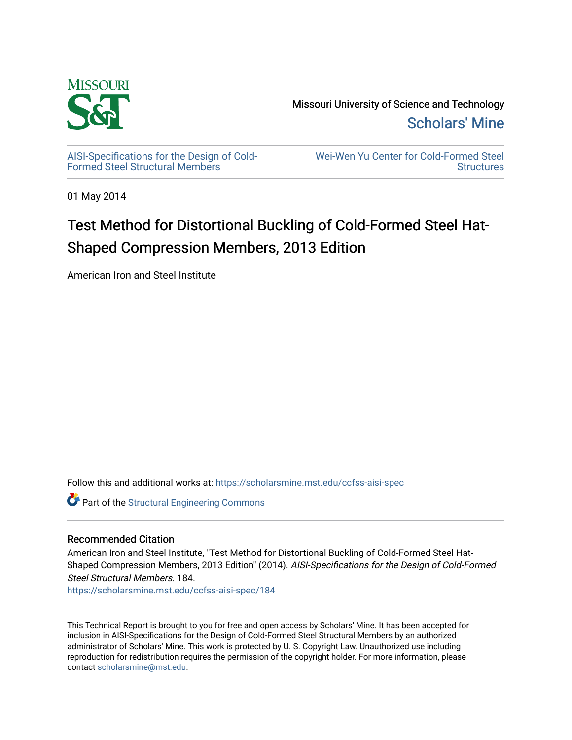Missouri University of Science and Technology

Scholars' Mine

AISI-Specifications for the Design of Cold-Formed Steel Structural Members

Wei-Wen Yu Center for Cold-Formed Steel Structures

01 May 2014

# Test Method for Distortional Buckling of Cold-Formed Steel Hat-Shaped Compression Members, 2013 Edition

American Iron and Steel Institute

Follow this and additional works at: https://scholarsmine.mst.edu/ccfss-aisi-spec

Part of the Structural Engineering Commons

## Recommended Citation

American Iron and Steel Institute, "Test Method for Distortional Buckling of Cold-Formed Steel Hat-Shaped Compression Members, 2013 Edition" (2014). *AISI-Specifications for the Design of Cold-Formed Steel Structural Members*. 184.

https://scholarsmine.mst.edu/ccfss-aisi-spec/184

This Technical Report is brought to you for free and open access by Scholars' Mine. It has been accepted for inclusion in AISI-Specifications for the Design of Cold-Formed Steel Structural Members by an authorized administrator of Scholars' Mine. This work is protected by U. S. Copyright Law. Unauthorized use including reproduction for redistribution requires the permission of the copyright holder. For more information, please contact scholarsmine@mst.edu.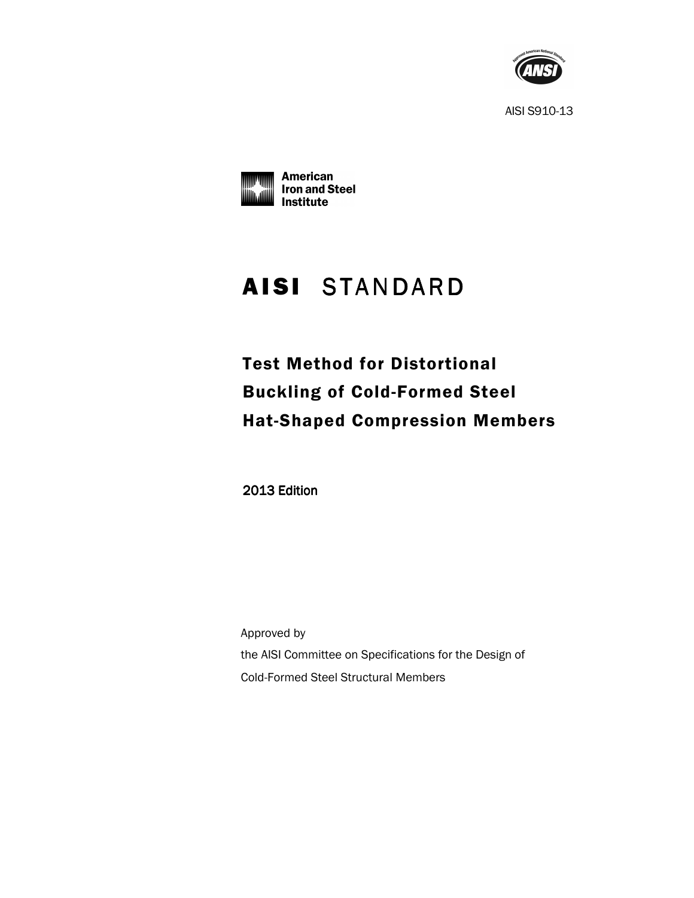AISI S910-13

# AISI STANDARD

## Test Method for Distortional Buckling of Cold-Formed Steel Hat-Shaped Compression Members

2013 Edition

Approved by

the AISI Committee on Specifications for the Design of

Cold-Formed Steel Structural Members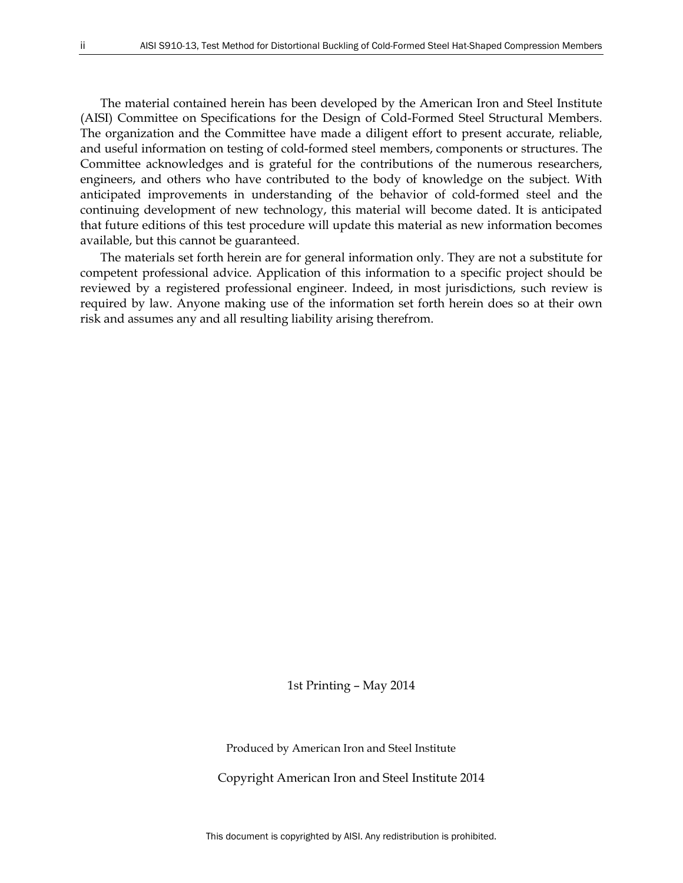The material contained herein has been developed by the American Iron and Steel Institute (AISI) Committee on Specifications for the Design of Cold-Formed Steel Structural Members. The organization and the Committee have made a diligent effort to present accurate, reliable, and useful information on testing of cold-formed steel members, components or structures. The Committee acknowledges and is grateful for the contributions of the numerous researchers, engineers, and others who have contributed to the body of knowledge on the subject. With anticipated improvements in understanding of the behavior of cold-formed steel and the continuing development of new technology, this material will become dated. It is anticipated that future editions of this test procedure will update this material as new information becomes available, but this cannot be guaranteed.

The materials set forth herein are for general information only. They are not a substitute for competent professional advice. Application of this information to a specific project should be reviewed by a registered professional engineer. Indeed, in most jurisdictions, such review is required by law. Anyone making use of the information set forth herein does so at their own risk and assumes any and all resulting liability arising therefrom.

1st Printing – May 2014

Produced by American Iron and Steel Institute

Copyright American Iron and Steel Institute 2014

This document is copyrighted by AISI. Any redistribution is prohibited.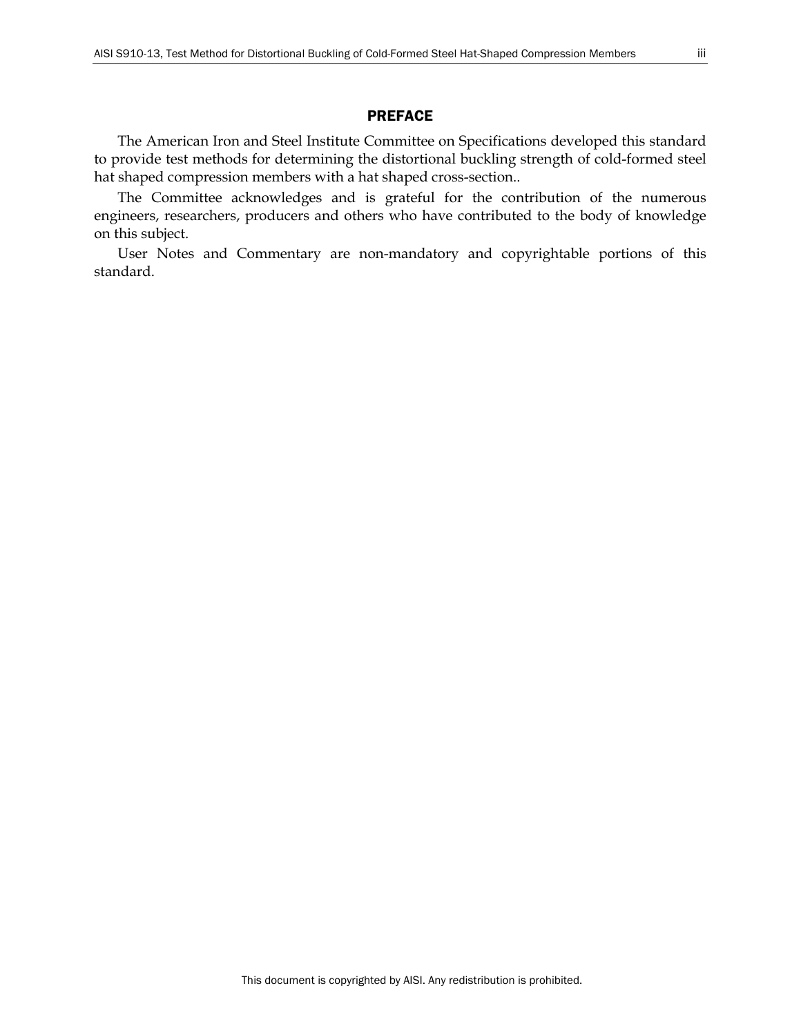## PREFACE

The American Iron and Steel Institute Committee on Specifications developed this standard to provide test methods for determining the distortional buckling strength of cold-formed steel hat shaped compression members with a hat shaped cross-section..

The Committee acknowledges and is grateful for the contribution of the numerous engineers, researchers, producers and others who have contributed to the body of knowledge on this subject.

User Notes and Commentary are non-mandatory and copyrightable portions of this standard.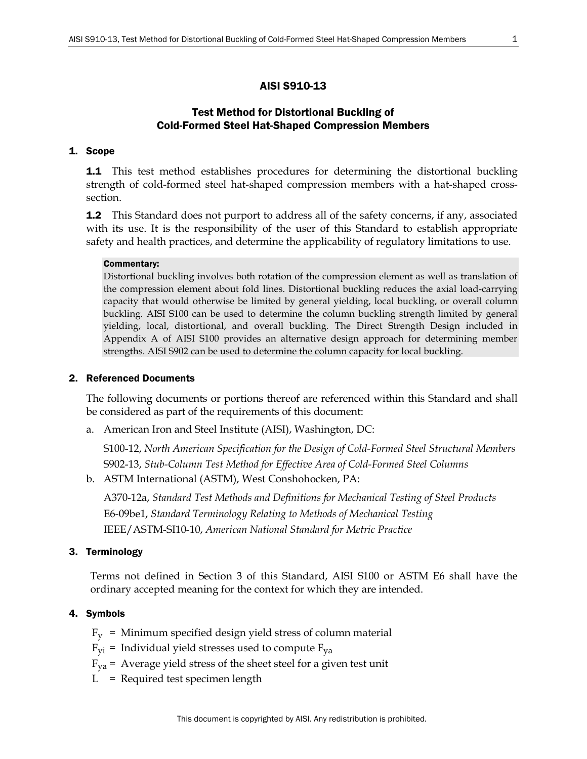# AISI S910-13

## Test Method for Distortional Buckling of Cold-Formed Steel Hat-Shaped Compression Members

### 1. Scope

**1.1** This test method establishes procedures for determining the distortional buckling strength of cold-formed steel hat-shaped compression members with a hat-shaped cross-section.

**1.2** This Standard does not purport to address all of the safety concerns, if any, associated with its use. It is the responsibility of the user of this Standard to establish appropriate safety and health practices, and determine the applicability of regulatory limitations to use.

**Commentary:**

Distortional buckling involves both rotation of the compression element as well as translation of the compression element about fold lines. Distortional buckling reduces the axial load-carrying capacity that would otherwise be limited by general yielding, local buckling, or overall column buckling. AISI S100 can be used to determine the column buckling strength limited by general yielding, local, distortional, and overall buckling. The Direct Strength Design included in Appendix A of AISI S100 provides an alternative design approach for determining member strengths. AISI S902 can be used to determine the column capacity for local buckling.

### 2. Referenced Documents

The following documents or portions thereof are referenced within this Standard and shall be considered as part of the requirements of this document:

a. American Iron and Steel Institute (AISI), Washington, DC:

S100-12, *North American Specification for the Design of Cold-Formed Steel Structural Members*
S902-13, *Stub-Column Test Method for Effective Area of Cold-Formed Steel Columns*

b. ASTM International (ASTM), West Conshohocken, PA:

A370-12a, *Standard Test Methods and Definitions for Mechanical Testing of Steel Products*
E6-09be1, *Standard Terminology Relating to Methods of Mechanical Testing*
IEEE/ASTM-SI10-10, *American National Standard for Metric Practice*

### 3. Terminology

Terms not defined in Section 3 of this Standard, AISI S100 or ASTM E6 shall have the ordinary accepted meaning for the context for which they are intended.

### 4. Symbols

$F_y$ = Minimum specified design yield stress of column material
$F_{yi}$ = Individual yield stresses used to compute $F_{ya}$
$F_{ya}$ = Average yield stress of the sheet steel for a given test unit
$L$ = Required test specimen length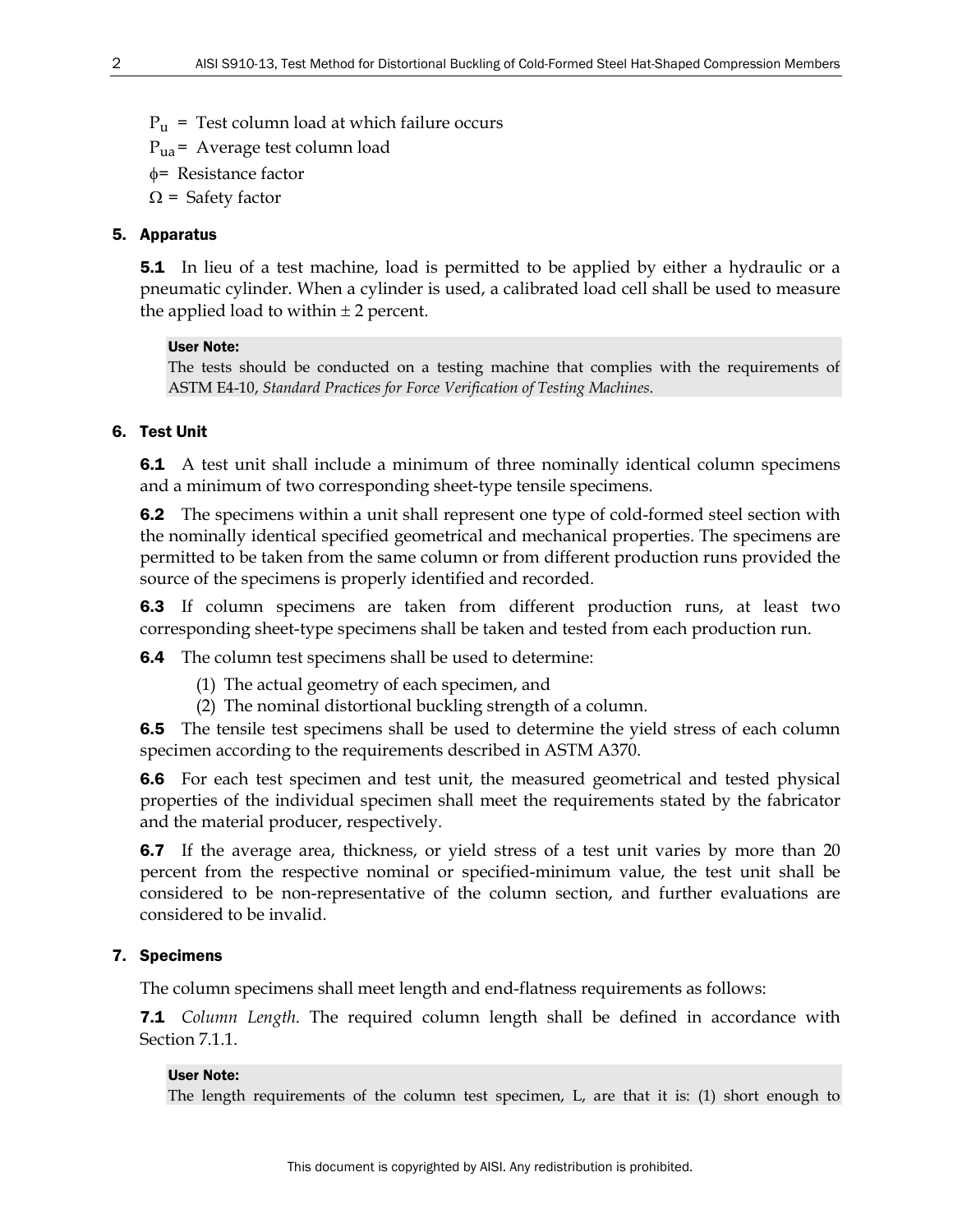$P_u$ = Test column load at which failure occurs

$P_{ua}$ = Average test column load

$\phi$ = Resistance factor

$\Omega$ = Safety factor

## 5. Apparatus

**5.1** In lieu of a test machine, load is permitted to be applied by either a hydraulic or a pneumatic cylinder. When a cylinder is used, a calibrated load cell shall be used to measure the applied load to within ± 2 percent.

**User Note:**
The tests should be conducted on a testing machine that complies with the requirements of ASTM E4-10, *Standard Practices for Force Verification of Testing Machines*.

## 6. Test Unit

**6.1** A test unit shall include a minimum of three nominally identical column specimens and a minimum of two corresponding sheet-type tensile specimens.

**6.2** The specimens within a unit shall represent one type of cold-formed steel section with the nominally identical specified geometrical and mechanical properties. The specimens are permitted to be taken from the same column or from different production runs provided the source of the specimens is properly identified and recorded.

**6.3** If column specimens are taken from different production runs, at least two corresponding sheet-type specimens shall be taken and tested from each production run.

**6.4** The column test specimens shall be used to determine:

(1) The actual geometry of each specimen, and
(2) The nominal distortional buckling strength of a column.

**6.5** The tensile test specimens shall be used to determine the yield stress of each column specimen according to the requirements described in ASTM A370.

**6.6** For each test specimen and test unit, the measured geometrical and tested physical properties of the individual specimen shall meet the requirements stated by the fabricator and the material producer, respectively.

**6.7** If the average area, thickness, or yield stress of a test unit varies by more than 20 percent from the respective nominal or specified-minimum value, the test unit shall be considered to be non-representative of the column section, and further evaluations are considered to be invalid.

## 7. Specimens

The column specimens shall meet length and end-flatness requirements as follows:

**7.1** *Column Length.* The required column length shall be defined in accordance with Section 7.1.1.

**User Note:**
The length requirements of the column test specimen, L, are that it is: (1) short enough to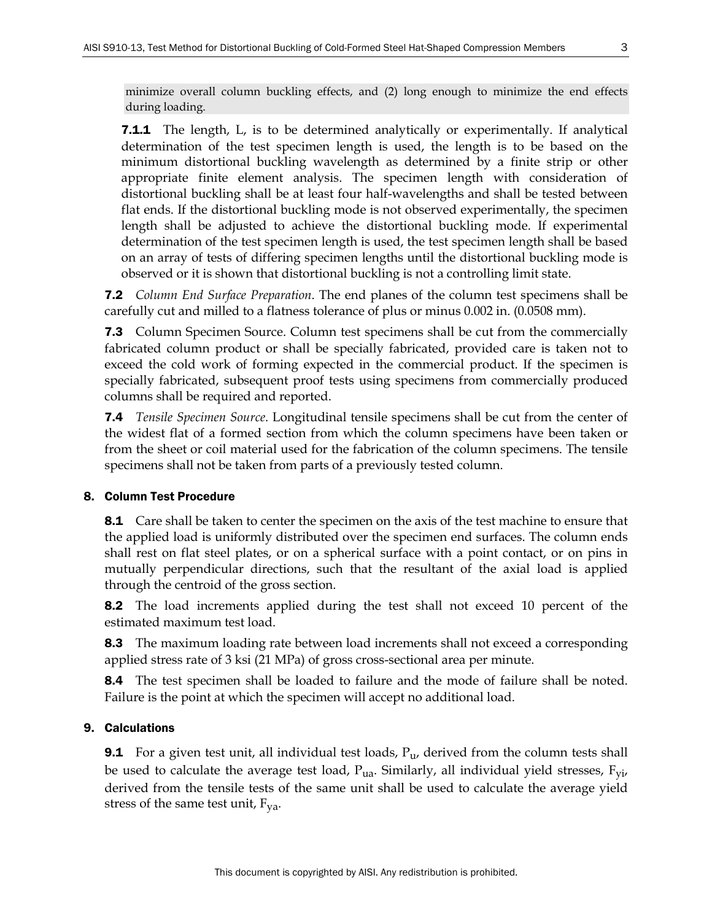minimize overall column buckling effects, and (2) long enough to minimize the end effects during loading.

**7.1.1** The length, L, is to be determined analytically or experimentally. If analytical determination of the test specimen length is used, the length is to be based on the minimum distortional buckling wavelength as determined by a finite strip or other appropriate finite element analysis. The specimen length with consideration of distortional buckling shall be at least four half-wavelengths and shall be tested between flat ends. If the distortional buckling mode is not observed experimentally, the specimen length shall be adjusted to achieve the distortional buckling mode. If experimental determination of the test specimen length is used, the test specimen length shall be based on an array of tests of differing specimen lengths until the distortional buckling mode is observed or it is shown that distortional buckling is not a controlling limit state.

**7.2** *Column End Surface Preparation*. The end planes of the column test specimens shall be carefully cut and milled to a flatness tolerance of plus or minus 0.002 in. (0.0508 mm).

**7.3** Column Specimen Source. Column test specimens shall be cut from the commercially fabricated column product or shall be specially fabricated, provided care is taken not to exceed the cold work of forming expected in the commercial product. If the specimen is specially fabricated, subsequent proof tests using specimens from commercially produced columns shall be required and reported.

**7.4** *Tensile Specimen Source*. Longitudinal tensile specimens shall be cut from the center of the widest flat of a formed section from which the column specimens have been taken or from the sheet or coil material used for the fabrication of the column specimens. The tensile specimens shall not be taken from parts of a previously tested column.

## 8. Column Test Procedure

**8.1** Care shall be taken to center the specimen on the axis of the test machine to ensure that the applied load is uniformly distributed over the specimen end surfaces. The column ends shall rest on flat steel plates, or on a spherical surface with a point contact, or on pins in mutually perpendicular directions, such that the resultant of the axial load is applied through the centroid of the gross section.

**8.2** The load increments applied during the test shall not exceed 10 percent of the estimated maximum test load.

**8.3** The maximum loading rate between load increments shall not exceed a corresponding applied stress rate of 3 ksi (21 MPa) of gross cross-sectional area per minute.

**8.4** The test specimen shall be loaded to failure and the mode of failure shall be noted. Failure is the point at which the specimen will accept no additional load.

## 9. Calculations

**9.1** For a given test unit, all individual test loads, $P_u$, derived from the column tests shall be used to calculate the average test load, $P_{ua}$. Similarly, all individual yield stresses, $F_{yi}$, derived from the tensile tests of the same unit shall be used to calculate the average yield stress of the same test unit, $F_{ya}$.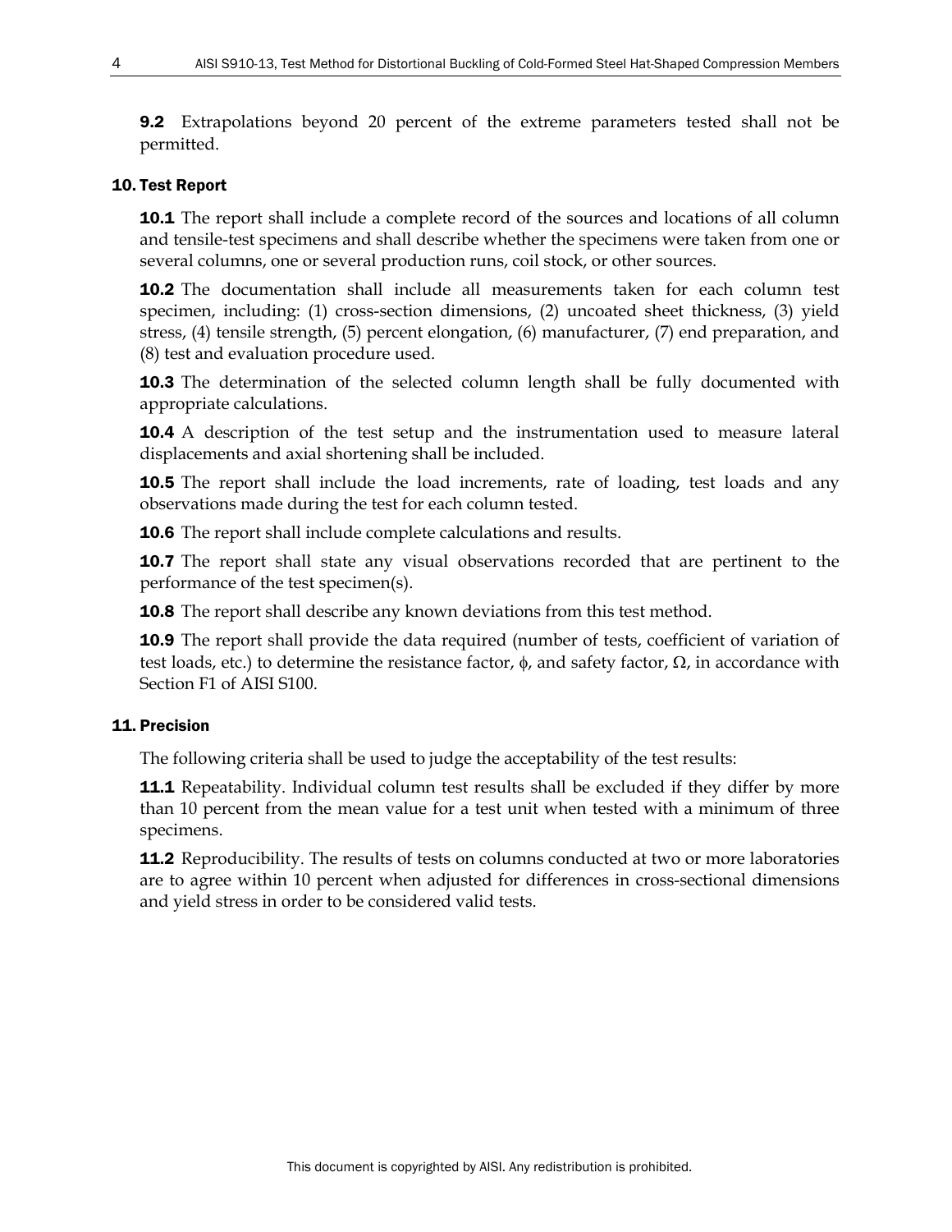**9.2** Extrapolations beyond 20 percent of the extreme parameters tested shall not be permitted.

## 10. Test Report

**10.1** The report shall include a complete record of the sources and locations of all column and tensile-test specimens and shall describe whether the specimens were taken from one or several columns, one or several production runs, coil stock, or other sources.

**10.2** The documentation shall include all measurements taken for each column test specimen, including: (1) cross-section dimensions, (2) uncoated sheet thickness, (3) yield stress, (4) tensile strength, (5) percent elongation, (6) manufacturer, (7) end preparation, and (8) test and evaluation procedure used.

**10.3** The determination of the selected column length shall be fully documented with appropriate calculations.

**10.4** A description of the test setup and the instrumentation used to measure lateral displacements and axial shortening shall be included.

**10.5** The report shall include the load increments, rate of loading, test loads and any observations made during the test for each column tested.

**10.6** The report shall include complete calculations and results.

**10.7** The report shall state any visual observations recorded that are pertinent to the performance of the test specimen(s).

**10.8** The report shall describe any known deviations from this test method.

**10.9** The report shall provide the data required (number of tests, coefficient of variation of test loads, etc.) to determine the resistance factor, $\phi$, and safety factor, $\Omega$, in accordance with Section F1 of AISI S100.

## 11. Precision

The following criteria shall be used to judge the acceptability of the test results:

**11.1** Repeatability. Individual column test results shall be excluded if they differ by more than 10 percent from the mean value for a test unit when tested with a minimum of three specimens.

**11.2** Reproducibility. The results of tests on columns conducted at two or more laboratories are to agree within 10 percent when adjusted for differences in cross-sectional dimensions and yield stress in order to be considered valid tests.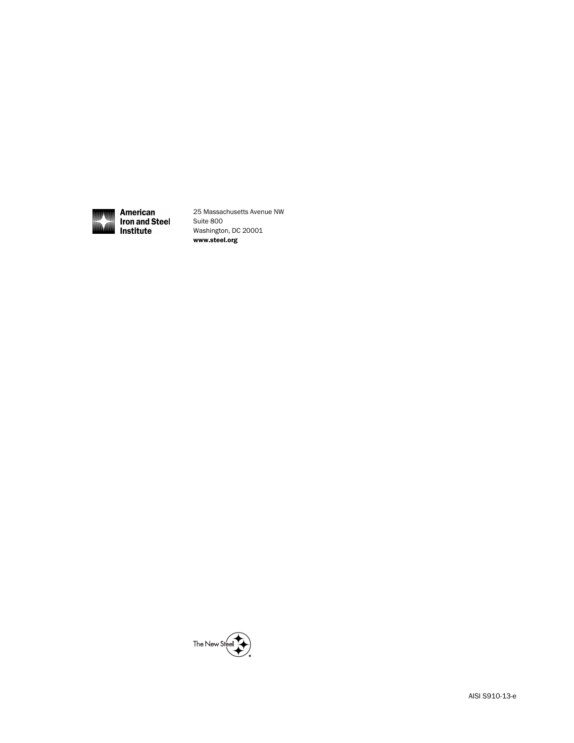American Iron and Steel Institute

25 Massachusetts Avenue NW
Suite 800
Washington, DC 20001
**www.steel.org**

The New Steel

AISI S910-13-e